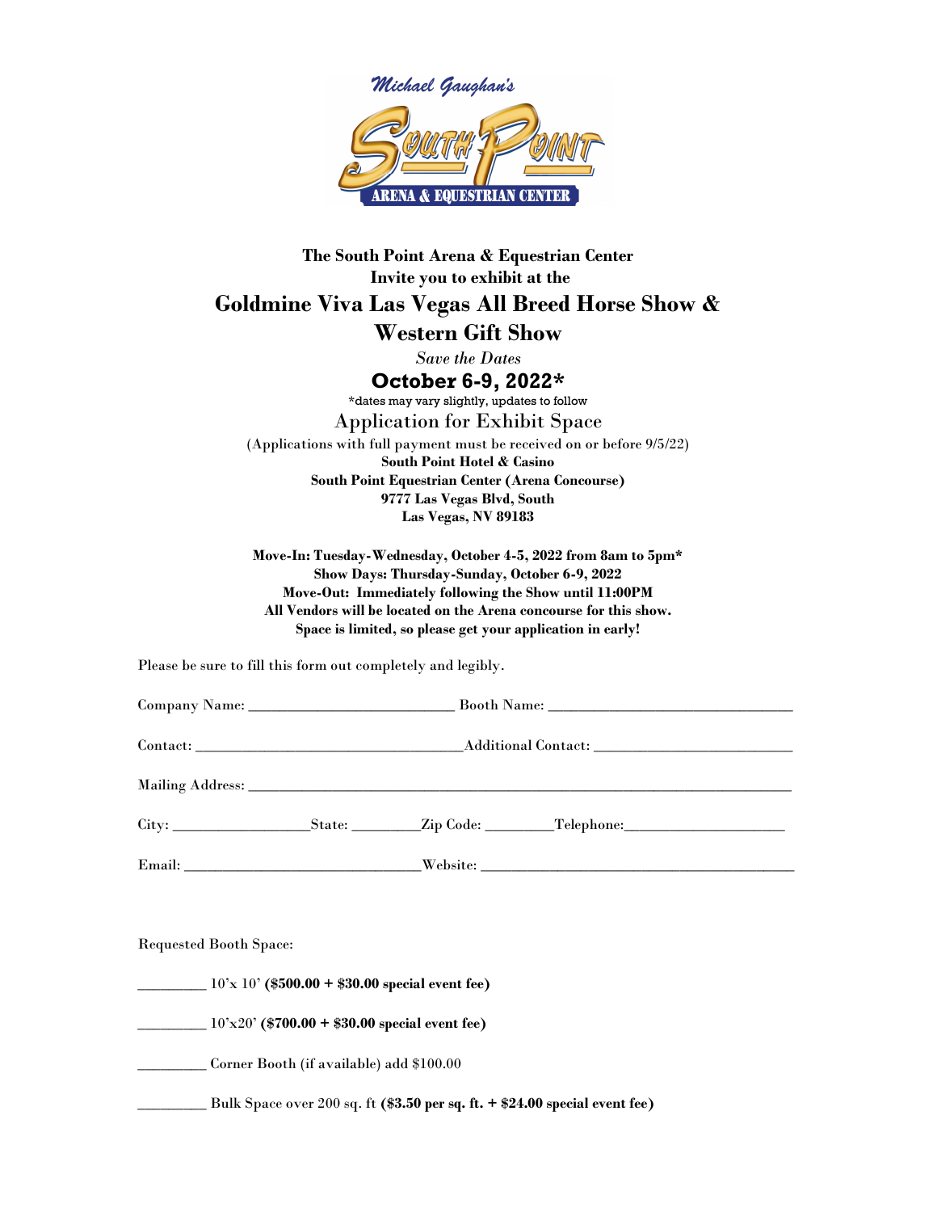Michael Gaughan's

SOUTH POINT

ARENA & EQUESTRIAN CENTER

**The South Point Arena & Equestrian Center**
**Invite you to exhibit at the**

# Goldmine Viva Las Vegas All Breed Horse Show & Western Gift Show

*Save the Dates*

## October 6-9, 2022*

*dates may vary slightly, updates to follow

## Application for Exhibit Space

(Applications with full payment must be received on or before 9/5/22)

**South Point Hotel & Casino**
**South Point Equestrian Center (Arena Concourse)**
**9777 Las Vegas Blvd, South**
**Las Vegas, NV 89183**

**Move-In: Tuesday-Wednesday, October 4-5, 2022 from 8am to 5pm***
**Show Days: Thursday-Sunday, October 6-9, 2022**
**Move-Out: Immediately following the Show until 11:00PM**
**All Vendors will be located on the Arena concourse for this show.**
**Space is limited, so please get your application in early!**

Please be sure to fill this form out completely and legibly.

Company Name: ___________________________ Booth Name: ________________________________

Contact: ___________________________________Additional Contact: __________________________

Mailing Address: _______________________________________________________________________

City: __________________State: _________Zip Code: _________Telephone:_____________________

Email: ______________________________Website: _________________________________________

Requested Booth Space:

_________ 10'x 10' **($500.00 + $30.00 special event fee)**

_________ 10'x20' **($700.00 + $30.00 special event fee)**

_________ Corner Booth (if available) add $100.00

_________ Bulk Space over 200 sq. ft **($3.50 per sq. ft. + $24.00 special event fee)**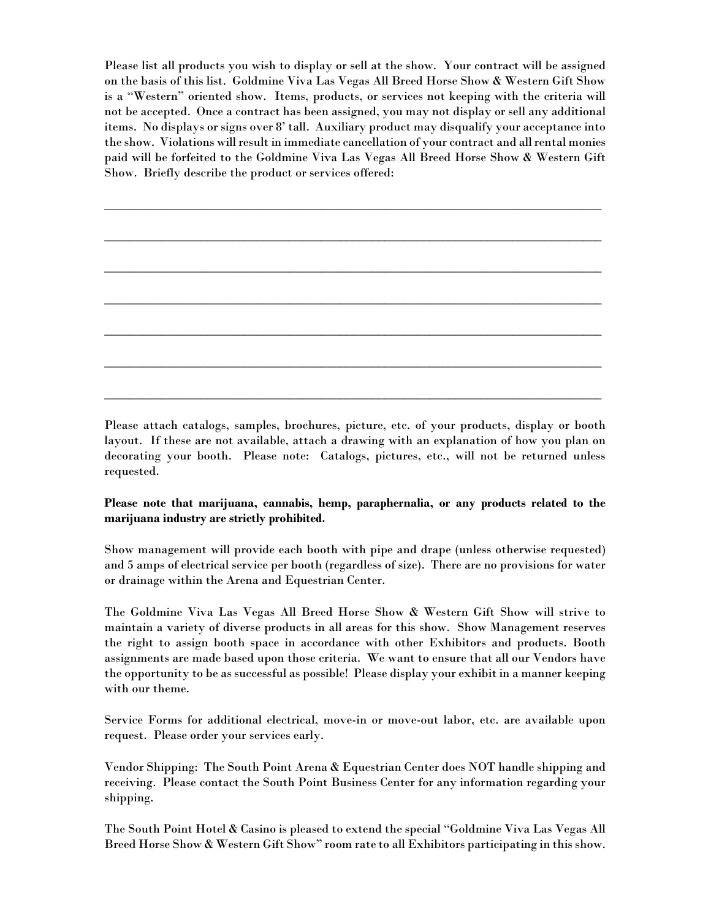Please list all products you wish to display or sell at the show. Your contract will be assigned on the basis of this list. Goldmine Viva Las Vegas All Breed Horse Show & Western Gift Show is a "Western" oriented show. Items, products, or services not keeping with the criteria will not be accepted. Once a contract has been assigned, you may not display or sell any additional items. No displays or signs over 8' tall. Auxiliary product may disqualify your acceptance into the show. Violations will result in immediate cancellation of your contract and all rental monies paid will be forfeited to the Goldmine Viva Las Vegas All Breed Horse Show & Western Gift Show. Briefly describe the product or services offered:

_______________________________________________________________________________

_______________________________________________________________________________

_______________________________________________________________________________

_______________________________________________________________________________

_______________________________________________________________________________

_______________________________________________________________________________

_______________________________________________________________________________

Please attach catalogs, samples, brochures, picture, etc. of your products, display or booth layout. If these are not available, attach a drawing with an explanation of how you plan on decorating your booth. Please note: Catalogs, pictures, etc., will not be returned unless requested.

**Please note that marijuana, cannabis, hemp, paraphernalia, or any products related to the marijuana industry are strictly prohibited.**

Show management will provide each booth with pipe and drape (unless otherwise requested) and 5 amps of electrical service per booth (regardless of size). There are no provisions for water or drainage within the Arena and Equestrian Center.

The Goldmine Viva Las Vegas All Breed Horse Show & Western Gift Show will strive to maintain a variety of diverse products in all areas for this show. Show Management reserves the right to assign booth space in accordance with other Exhibitors and products. Booth assignments are made based upon those criteria. We want to ensure that all our Vendors have the opportunity to be as successful as possible! Please display your exhibit in a manner keeping with our theme.

Service Forms for additional electrical, move-in or move-out labor, etc. are available upon request. Please order your services early.

Vendor Shipping: The South Point Arena & Equestrian Center does NOT handle shipping and receiving. Please contact the South Point Business Center for any information regarding your shipping.

The South Point Hotel & Casino is pleased to extend the special "Goldmine Viva Las Vegas All Breed Horse Show & Western Gift Show" room rate to all Exhibitors participating in this show.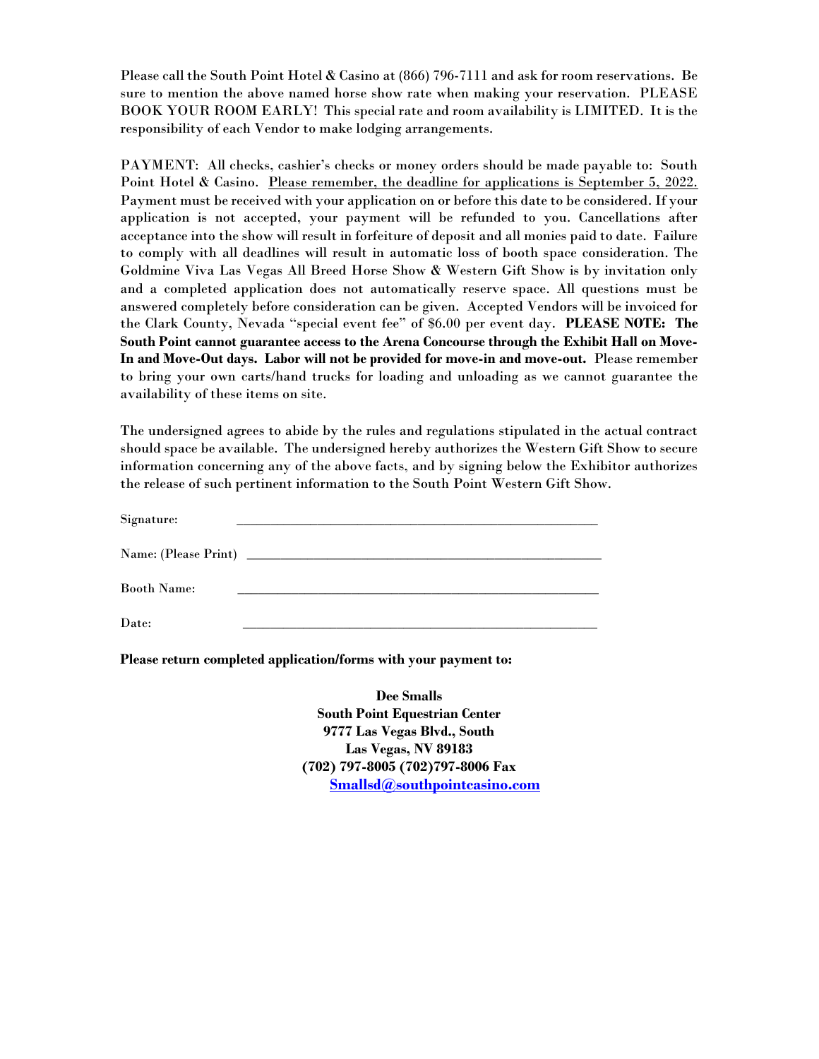Please call the South Point Hotel & Casino at (866) 796-7111 and ask for room reservations. Be sure to mention the above named horse show rate when making your reservation. PLEASE BOOK YOUR ROOM EARLY! This special rate and room availability is LIMITED. It is the responsibility of each Vendor to make lodging arrangements.

PAYMENT: All checks, cashier's checks or money orders should be made payable to: South Point Hotel & Casino. Please remember, the deadline for applications is September 5, 2022. Payment must be received with your application on or before this date to be considered. If your application is not accepted, your payment will be refunded to you. Cancellations after acceptance into the show will result in forfeiture of deposit and all monies paid to date. Failure to comply with all deadlines will result in automatic loss of booth space consideration. The Goldmine Viva Las Vegas All Breed Horse Show & Western Gift Show is by invitation only and a completed application does not automatically reserve space. All questions must be answered completely before consideration can be given. Accepted Vendors will be invoiced for the Clark County, Nevada "special event fee" of $6.00 per event day. **PLEASE NOTE: The South Point cannot guarantee access to the Arena Concourse through the Exhibit Hall on Move-In and Move-Out days. Labor will not be provided for move-in and move-out.** Please remember to bring your own carts/hand trucks for loading and unloading as we cannot guarantee the availability of these items on site.

The undersigned agrees to abide by the rules and regulations stipulated in the actual contract should space be available. The undersigned hereby authorizes the Western Gift Show to secure information concerning any of the above facts, and by signing below the Exhibitor authorizes the release of such pertinent information to the South Point Western Gift Show.

Signature: ______________________________________________________

Name: (Please Print) ______________________________________________________

Booth Name: ______________________________________________________

Date: ______________________________________________________

**Please return completed application/forms with your payment to:**

**Dee Smalls**
**South Point Equestrian Center**
**9777 Las Vegas Blvd., South**
**Las Vegas, NV 89183**
**(702) 797-8005 (702)797-8006 Fax**
**Smallsd@southpointcasino.com**